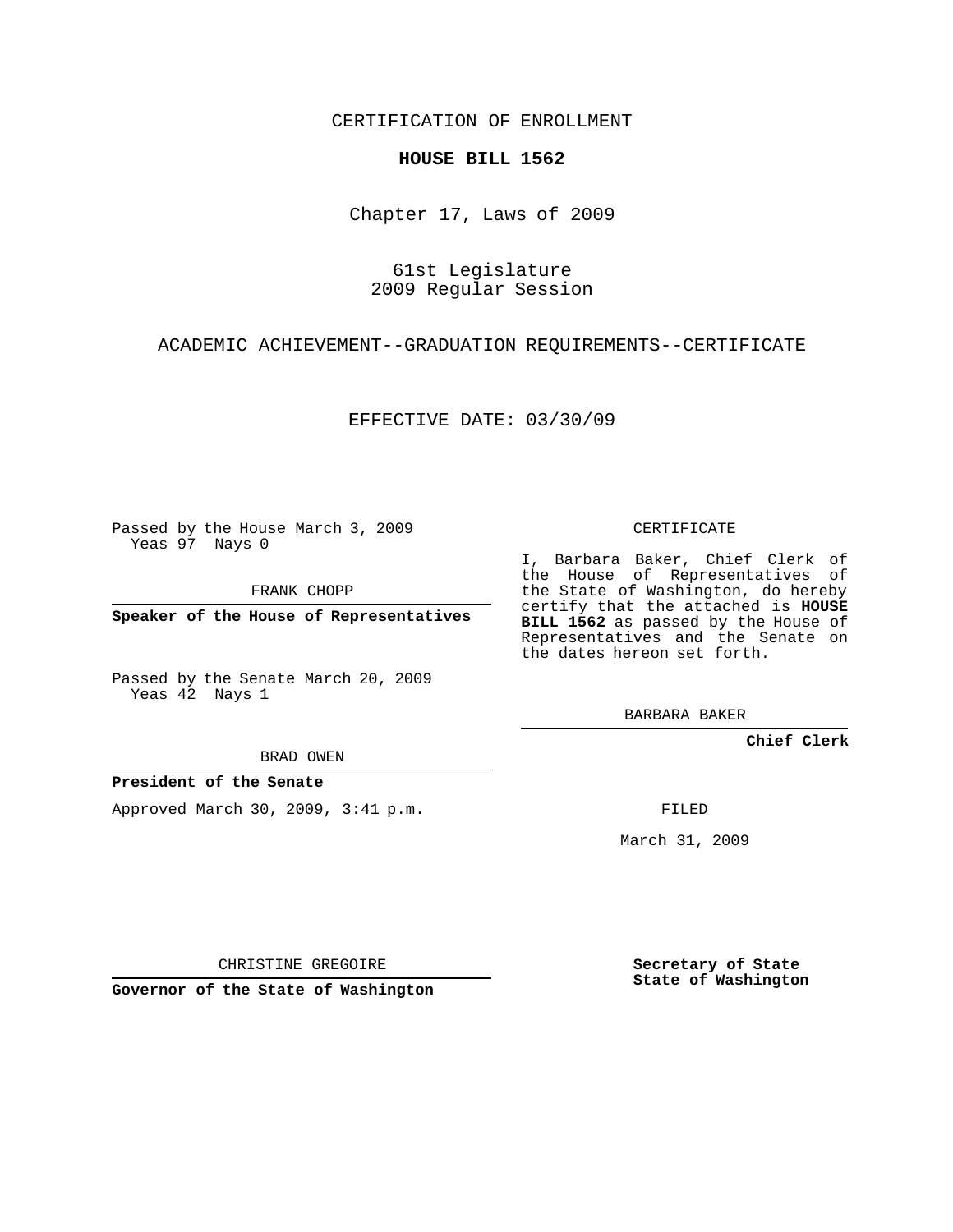CERTIFICATION OF ENROLLMENT

**HOUSE BILL 1562**

Chapter 17, Laws of 2009

61st Legislature
2009 Regular Session

ACADEMIC ACHIEVEMENT--GRADUATION REQUIREMENTS--CERTIFICATE

EFFECTIVE DATE: 03/30/09

Passed by the House March 3, 2009
Yeas 97 Nays 0

FRANK CHOPP

**Speaker of the House of Representatives**

Passed by the Senate March 20, 2009
Yeas 42 Nays 1

BRAD OWEN

**President of the Senate**

Approved March 30, 2009, 3:41 p.m.

CHRISTINE GREGOIRE

**Governor of the State of Washington**

CERTIFICATE

I, Barbara Baker, Chief Clerk of the House of Representatives of the State of Washington, do hereby certify that the attached is **HOUSE BILL 1562** as passed by the House of Representatives and the Senate on the dates hereon set forth.

BARBARA BAKER

**Chief Clerk**

FILED

March 31, 2009

**Secretary of State**
**State of Washington**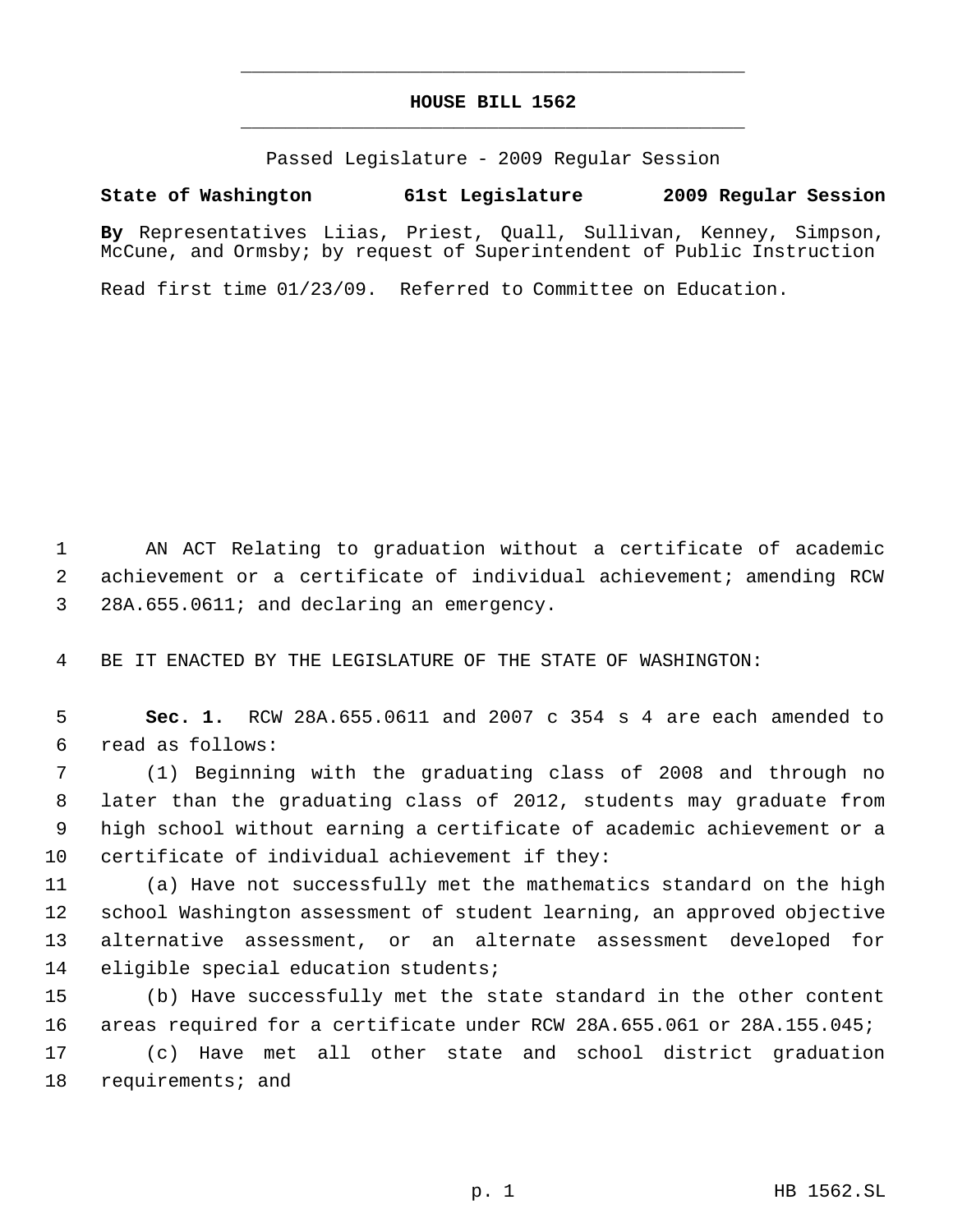**HOUSE BILL 1562**

Passed Legislature - 2009 Regular Session

**State of Washington 61st Legislature 2009 Regular Session**

**By** Representatives Liias, Priest, Quall, Sullivan, Kenney, Simpson, McCune, and Ormsby; by request of Superintendent of Public Instruction

Read first time 01/23/09. Referred to Committee on Education.

AN ACT Relating to graduation without a certificate of academic achievement or a certificate of individual achievement; amending RCW 28A.655.0611; and declaring an emergency.

BE IT ENACTED BY THE LEGISLATURE OF THE STATE OF WASHINGTON:

**Sec. 1.** RCW 28A.655.0611 and 2007 c 354 s 4 are each amended to read as follows:

(1) Beginning with the graduating class of 2008 and through no later than the graduating class of 2012, students may graduate from high school without earning a certificate of academic achievement or a certificate of individual achievement if they:

(a) Have not successfully met the mathematics standard on the high school Washington assessment of student learning, an approved objective alternative assessment, or an alternate assessment developed for eligible special education students;

(b) Have successfully met the state standard in the other content areas required for a certificate under RCW 28A.655.061 or 28A.155.045;

(c) Have met all other state and school district graduation requirements; and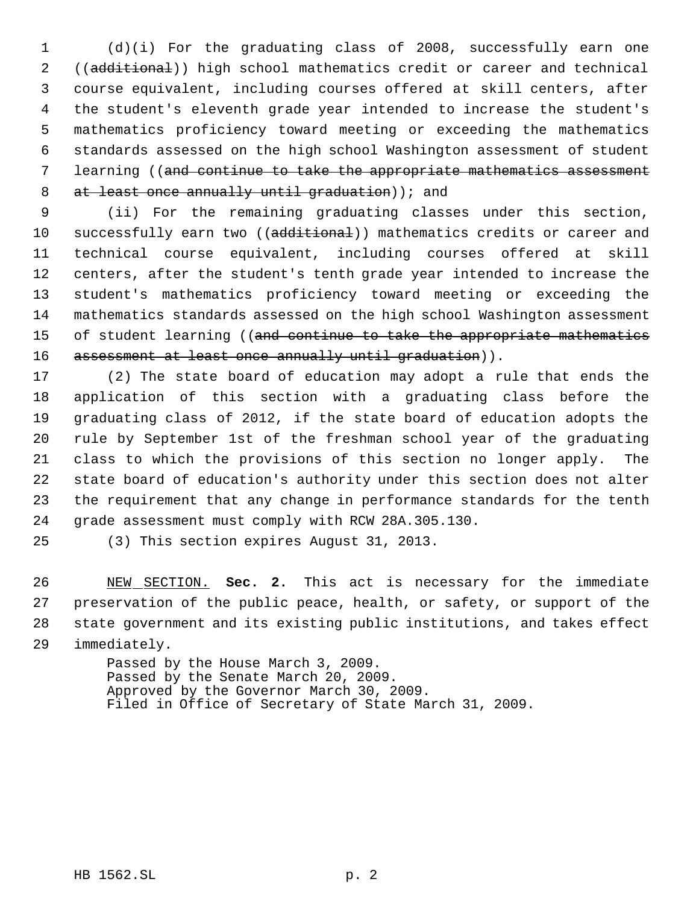(d)(i) For the graduating class of 2008, successfully earn one ((~~additional~~)) high school mathematics credit or career and technical course equivalent, including courses offered at skill centers, after the student's eleventh grade year intended to increase the student's mathematics proficiency toward meeting or exceeding the mathematics standards assessed on the high school Washington assessment of student learning ((~~and continue to take the appropriate mathematics assessment at least once annually until graduation~~)); and

(ii) For the remaining graduating classes under this section, successfully earn two ((~~additional~~)) mathematics credits or career and technical course equivalent, including courses offered at skill centers, after the student's tenth grade year intended to increase the student's mathematics proficiency toward meeting or exceeding the mathematics standards assessed on the high school Washington assessment of student learning ((~~and continue to take the appropriate mathematics assessment at least once annually until graduation~~)).

(2) The state board of education may adopt a rule that ends the application of this section with a graduating class before the graduating class of 2012, if the state board of education adopts the rule by September 1st of the freshman school year of the graduating class to which the provisions of this section no longer apply. The state board of education's authority under this section does not alter the requirement that any change in performance standards for the tenth grade assessment must comply with RCW 28A.305.130.

(3) This section expires August 31, 2013.

NEW SECTION. **Sec. 2.** This act is necessary for the immediate preservation of the public peace, health, or safety, or support of the state government and its existing public institutions, and takes effect immediately.

Passed by the House March 3, 2009.
Passed by the Senate March 20, 2009.
Approved by the Governor March 30, 2009.
Filed in Office of Secretary of State March 31, 2009.